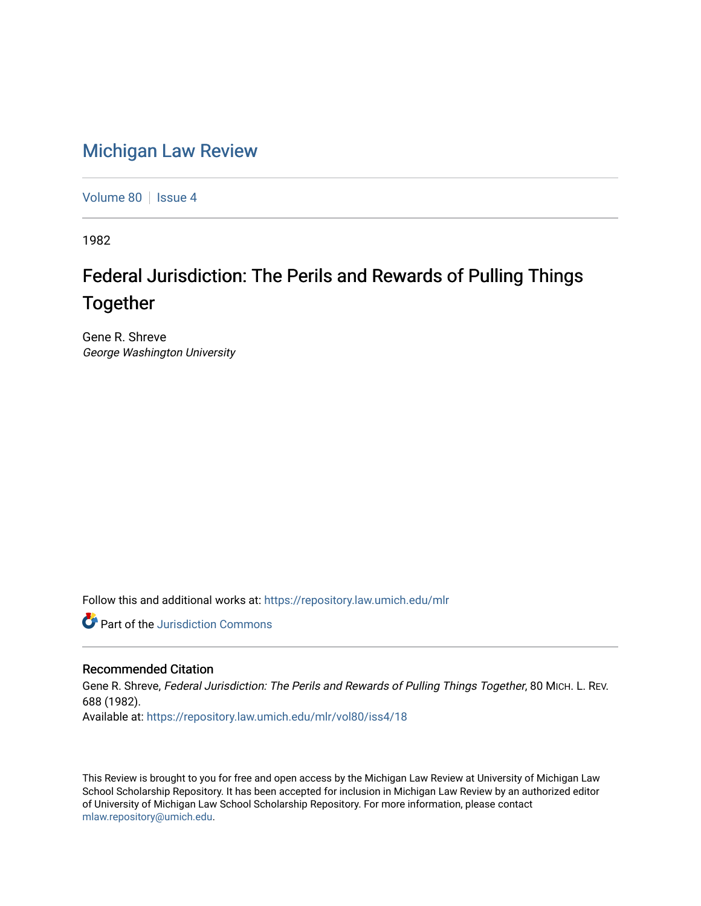# Michigan Law Review

Volume 80 | Issue 4

1982

## Federal Jurisdiction: The Perils and Rewards of Pulling Things Together

Gene R. Shreve
*George Washington University*

Follow this and additional works at: https://repository.law.umich.edu/mlr

Part of the Jurisdiction Commons

### Recommended Citation

Gene R. Shreve, *Federal Jurisdiction: The Perils and Rewards of Pulling Things Together*, 80 MICH. L. REV. 688 (1982).
Available at: https://repository.law.umich.edu/mlr/vol80/iss4/18

This Review is brought to you for free and open access by the Michigan Law Review at University of Michigan Law School Scholarship Repository. It has been accepted for inclusion in Michigan Law Review by an authorized editor of University of Michigan Law School Scholarship Repository. For more information, please contact mlaw.repository@umich.edu.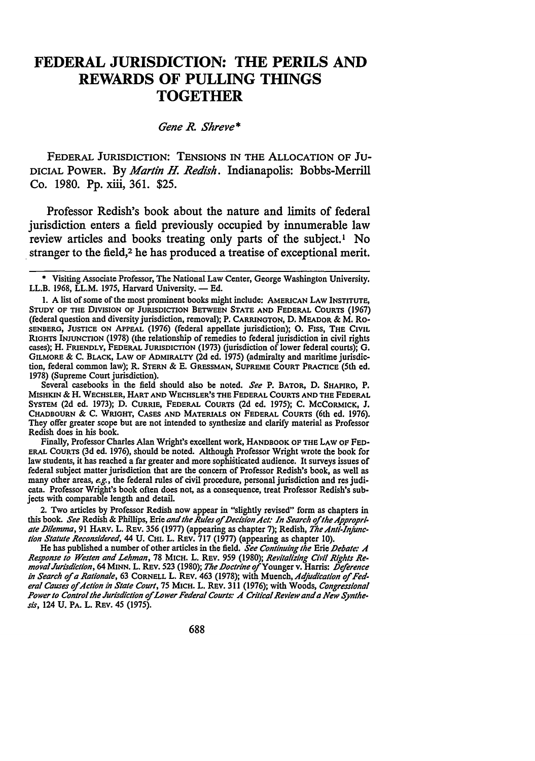# FEDERAL JURISDICTION: THE PERILS AND REWARDS OF PULLING THINGS TOGETHER

*Gene R. Shreve\**

FEDERAL JURISDICTION: TENSIONS IN THE ALLOCATION OF JUDICIAL POWER. By *Martin H. Redish*. Indianapolis: Bobbs-Merrill Co. 1980. Pp. xiii, 361. $25.

Professor Redish's book about the nature and limits of federal jurisdiction enters a field previously occupied by innumerable law review articles and books treating only parts of the subject.[1] No stranger to the field,[2] he has produced a treatise of exceptional merit.

---

\* Visiting Associate Professor, The National Law Center, George Washington University. LL.B. 1968, LL.M. 1975, Harvard University. — Ed.

1. A list of some of the most prominent books might include: AMERICAN LAW INSTITUTE, STUDY OF THE DIVISION OF JURISDICTION BETWEEN STATE AND FEDERAL COURTS (1967) (federal question and diversity jurisdiction, removal); P. CARRINGTON, D. MEADOR & M. ROSENBERG, JUSTICE ON APPEAL (1976) (federal appellate jurisdiction); O. FISS, THE CIVIL RIGHTS INJUNCTION (1978) (the relationship of remedies to federal jurisdiction in civil rights cases); H. FRIENDLY, FEDERAL JURISDICTION (1973) (jurisdiction of lower federal courts); G. GILMORE & C. BLACK, LAW OF ADMIRALTY (2d ed. 1975) (admiralty and maritime jurisdiction, federal common law); R. STERN & E. GRESSMAN, SUPREME COURT PRACTICE (5th ed. 1978) (Supreme Court jurisdiction).

Several casebooks in the field should also be noted. *See* P. BATOR, D. SHAPIRO, P. MISHKIN & H. WECHSLER, HART AND WECHSLER'S THE FEDERAL COURTS AND THE FEDERAL SYSTEM (2d ed. 1973); D. CURRIE, FEDERAL COURTS (2d ed. 1975); C. MCCORMICK, J. CHADBOURN & C. WRIGHT, CASES AND MATERIALS ON FEDERAL COURTS (6th ed. 1976). They offer greater scope but are not intended to synthesize and clarify material as Professor Redish does in his book.

Finally, Professor Charles Alan Wright's excellent work, HANDBOOK OF THE LAW OF FEDERAL COURTS (3d ed. 1976), should be noted. Although Professor Wright wrote the book for law students, it has reached a far greater and more sophisticated audience. It surveys issues of federal subject matter jurisdiction that are the concern of Professor Redish's book, as well as many other areas, *e.g.*, the federal rules of civil procedure, personal jurisdiction and res judicata. Professor Wright's book often does not, as a consequence, treat Professor Redish's subjects with comparable length and detail.

2. Two articles by Professor Redish now appear in "slightly revised" form as chapters in this book. *See* Redish & Phillips, Erie *and the Rules of Decision Act: In Search of the Appropriate Dilemma*, 91 HARV. L. REV. 356 (1977) (appearing as chapter 7); Redish, *The Anti-Injunction Statute Reconsidered*, 44 U. CHI. L. REV. 717 (1977) (appearing as chapter 10).

He has published a number of other articles in the field. *See Continuing the* Erie *Debate: A Response to Westen and Lehman*, 78 MICH. L. REV. 959 (1980); *Revitalizing Civil Rights Removal Jurisdiction*, 64 MINN. L. REV. 523 (1980); *The Doctrine of* Younger v. Harris: *Deference in Search of a Rationale*, 63 CORNELL L. REV. 463 (1978); with Muench, *Adjudication of Federal Causes of Action in State Court*, 75 MICH. L. REV. 311 (1976); with Woods, *Congressional Power to Control the Jurisdiction of Lower Federal Courts: A Critical Review and a New Synthesis*, 124 U. PA. L. REV. 45 (1975).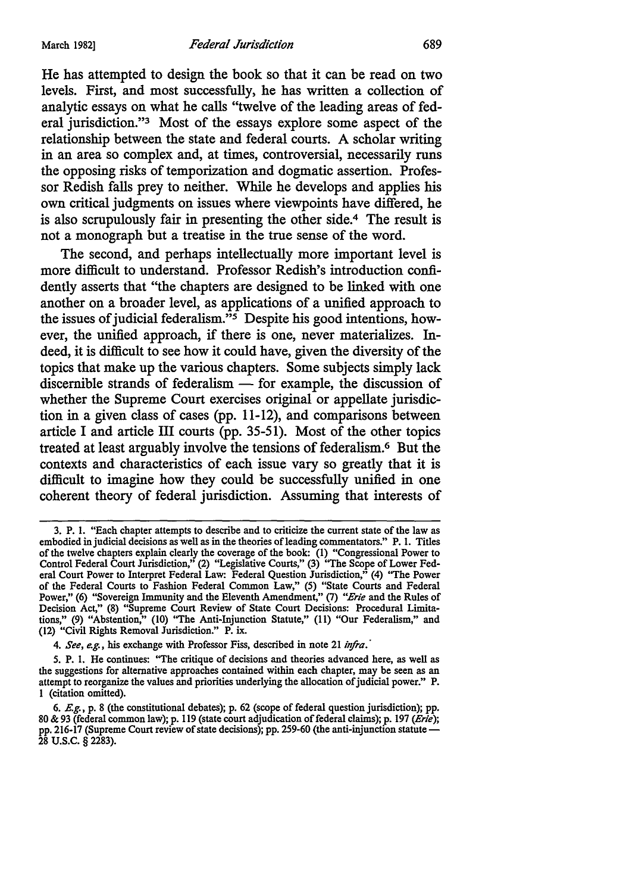He has attempted to design the book so that it can be read on two levels. First, and most successfully, he has written a collection of analytic essays on what he calls "twelve of the leading areas of federal jurisdiction."[3] Most of the essays explore some aspect of the relationship between the state and federal courts. A scholar writing in an area so complex and, at times, controversial, necessarily runs the opposing risks of temporization and dogmatic assertion. Professor Redish falls prey to neither. While he develops and applies his own critical judgments on issues where viewpoints have differed, he is also scrupulously fair in presenting the other side.[4] The result is not a monograph but a treatise in the true sense of the word.

The second, and perhaps intellectually more important level is more difficult to understand. Professor Redish's introduction confidently asserts that "the chapters are designed to be linked with one another on a broader level, as applications of a unified approach to the issues of judicial federalism."[5] Despite his good intentions, however, the unified approach, if there is one, never materializes. Indeed, it is difficult to see how it could have, given the diversity of the topics that make up the various chapters. Some subjects simply lack discernible strands of federalism — for example, the discussion of whether the Supreme Court exercises original or appellate jurisdiction in a given class of cases (pp. 11-12), and comparisons between article I and article III courts (pp. 35-51). Most of the other topics treated at least arguably involve the tensions of federalism.[6] But the contexts and characteristics of each issue vary so greatly that it is difficult to imagine how they could be successfully unified in one coherent theory of federal jurisdiction. Assuming that interests of

---

3. P. 1. "Each chapter attempts to describe and to criticize the current state of the law as embodied in judicial decisions as well as in the theories of leading commentators." P. 1. Titles of the twelve chapters explain clearly the coverage of the book: (1) "Congressional Power to Control Federal Court Jurisdiction," (2) "Legislative Courts," (3) "The Scope of Lower Federal Court Power to Interpret Federal Law: Federal Question Jurisdiction," (4) "The Power of the Federal Courts to Fashion Federal Common Law," (5) "State Courts and Federal Power," (6) "Sovereign Immunity and the Eleventh Amendment," (7) "*Erie* and the Rules of Decision Act," (8) "Supreme Court Review of State Court Decisions: Procedural Limitations," (9) "Abstention," (10) "The Anti-Injunction Statute," (11) "Our Federalism," and (12) "Civil Rights Removal Jurisdiction." P. ix.

4. *See, e.g.*, his exchange with Professor Fiss, described in note 21 *infra*.

5. P. 1. He continues: "The critique of decisions and theories advanced here, as well as the suggestions for alternative approaches contained within each chapter, may be seen as an attempt to reorganize the values and priorities underlying the allocation of judicial power." P. 1 (citation omitted).

6. *E.g.*, p. 8 (the constitutional debates); p. 62 (scope of federal question jurisdiction); pp. 80 & 93 (federal common law); p. 119 (state court adjudication of federal claims); p. 197 (*Erie*); pp. 216-17 (Supreme Court review of state decisions); pp. 259-60 (the anti-injunction statute — 28 U.S.C. § 2283).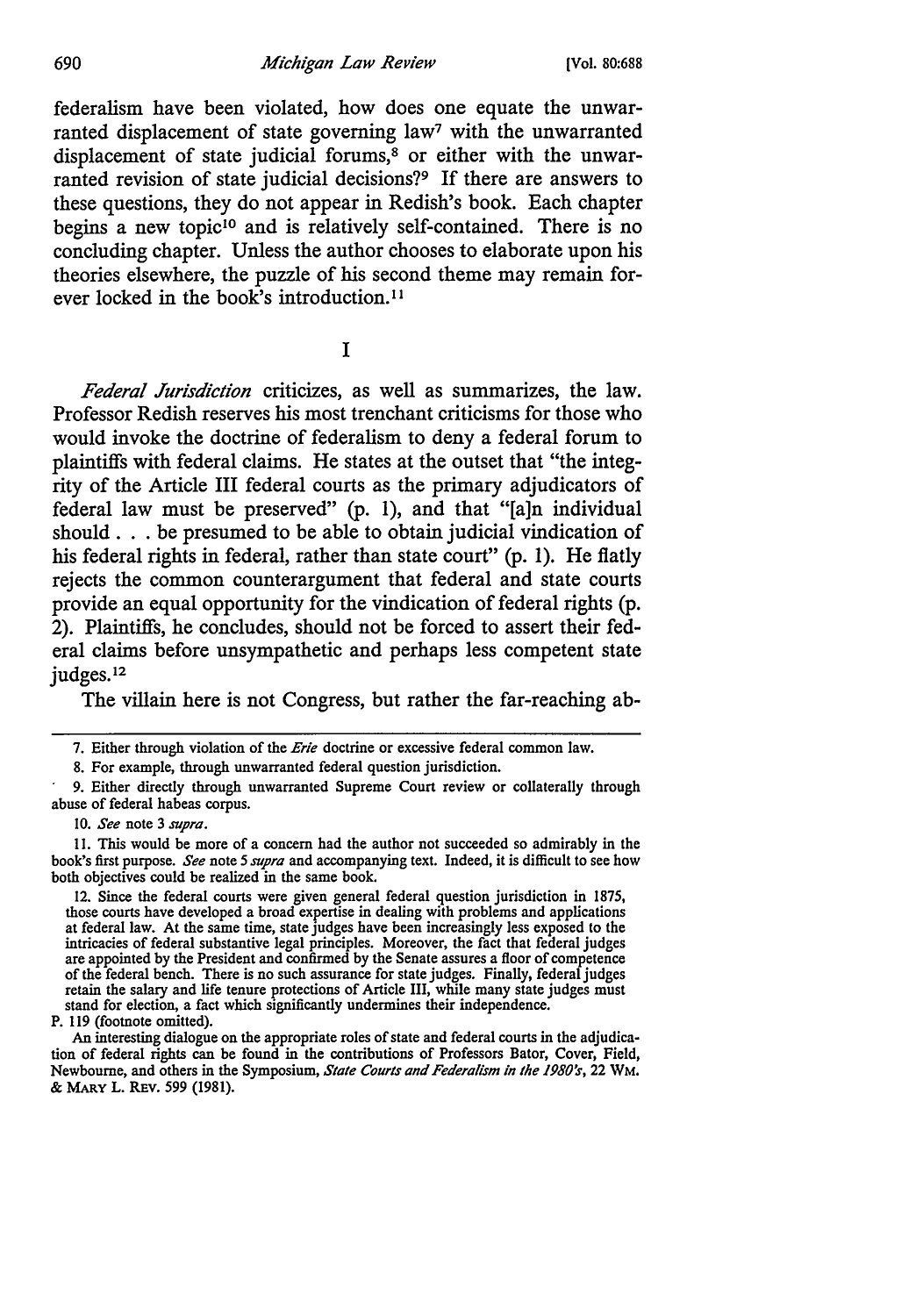federalism have been violated, how does one equate the unwarranted displacement of state governing law[7] with the unwarranted displacement of state judicial forums,[8] or either with the unwarranted revision of state judicial decisions?[9] If there are answers to these questions, they do not appear in Redish's book. Each chapter begins a new topic[10] and is relatively self-contained. There is no concluding chapter. Unless the author chooses to elaborate upon his theories elsewhere, the puzzle of his second theme may remain forever locked in the book's introduction.[11]

## I

*Federal Jurisdiction* criticizes, as well as summarizes, the law. Professor Redish reserves his most trenchant criticisms for those who would invoke the doctrine of federalism to deny a federal forum to plaintiffs with federal claims. He states at the outset that "the integrity of the Article III federal courts as the primary adjudicators of federal law must be preserved" (p. 1), and that "[a]n individual should . . . be presumed to be able to obtain judicial vindication of his federal rights in federal, rather than state court" (p. 1). He flatly rejects the common counterargument that federal and state courts provide an equal opportunity for the vindication of federal rights (p. 2). Plaintiffs, he concludes, should not be forced to assert their federal claims before unsympathetic and perhaps less competent state judges.[12]

The villain here is not Congress, but rather the far-reaching ab-

---

7. Either through violation of the *Erie* doctrine or excessive federal common law.

8. For example, through unwarranted federal question jurisdiction.

9. Either directly through unwarranted Supreme Court review or collaterally through abuse of federal habeas corpus.

10. *See* note 3 *supra*.

11. This would be more of a concern had the author not succeeded so admirably in the book's first purpose. *See* note 5 *supra* and accompanying text. Indeed, it is difficult to see how both objectives could be realized in the same book.

12. Since the federal courts were given general federal question jurisdiction in 1875, those courts have developed a broad expertise in dealing with problems and applications at federal law. At the same time, state judges have been increasingly less exposed to the intricacies of federal substantive legal principles. Moreover, the fact that federal judges are appointed by the President and confirmed by the Senate assures a floor of competence of the federal bench. There is no such assurance for state judges. Finally, federal judges retain the salary and life tenure protections of Article III, while many state judges must stand for election, a fact which significantly undermines their independence.

P. 119 (footnote omitted).

An interesting dialogue on the appropriate roles of state and federal courts in the adjudication of federal rights can be found in the contributions of Professors Bator, Cover, Field, Newbourne, and others in the Symposium, *State Courts and Federalism in the 1980's*, 22 WM. & MARY L. REV. 599 (1981).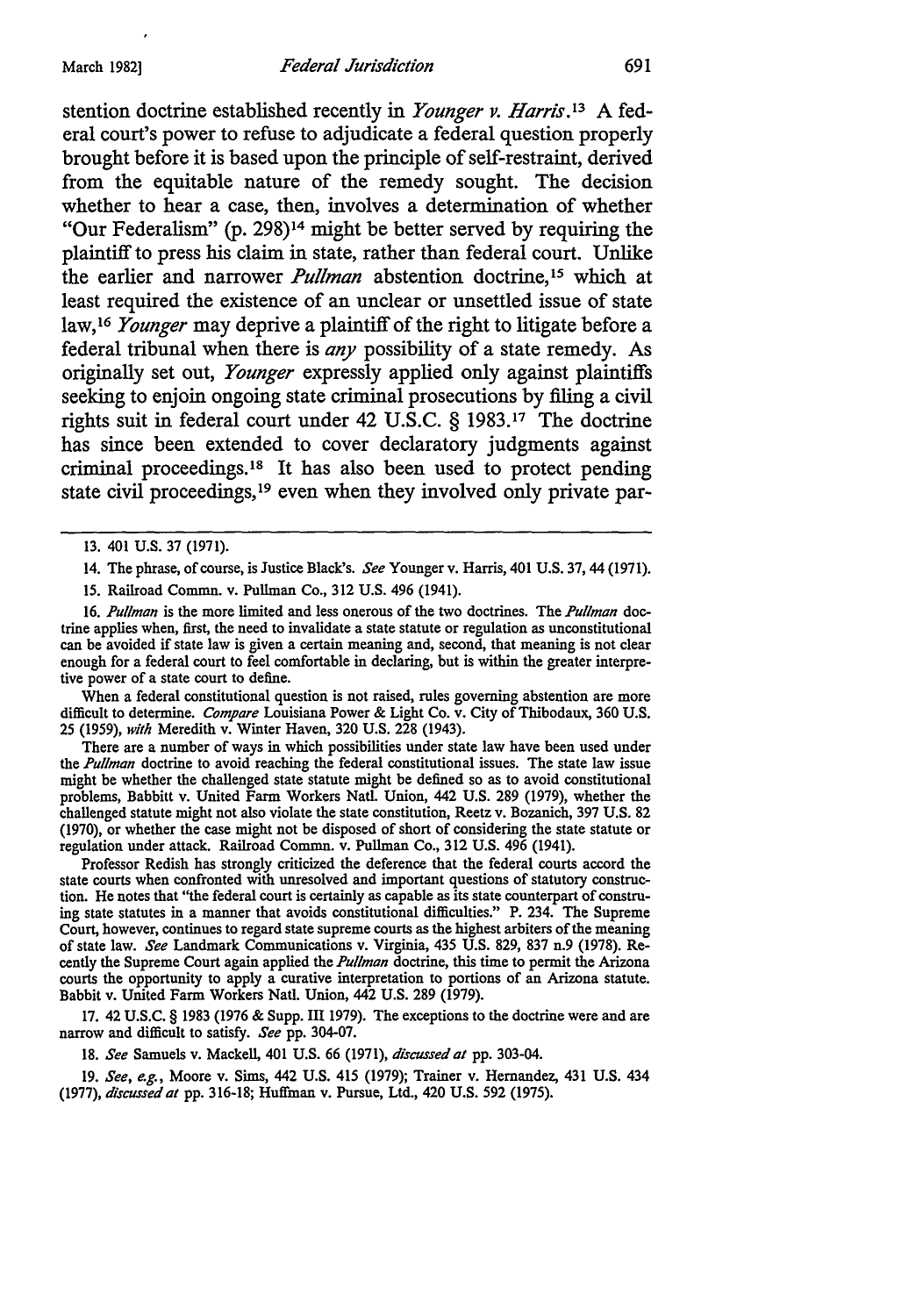stention doctrine established recently in *Younger v. Harris*.[13] A federal court's power to refuse to adjudicate a federal question properly brought before it is based upon the principle of self-restraint, derived from the equitable nature of the remedy sought. The decision whether to hear a case, then, involves a determination of whether "Our Federalism" (p. 298)[14] might be better served by requiring the plaintiff to press his claim in state, rather than federal court. Unlike the earlier and narrower *Pullman* abstention doctrine,[15] which at least required the existence of an unclear or unsettled issue of state law,[16] *Younger* may deprive a plaintiff of the right to litigate before a federal tribunal when there is *any* possibility of a state remedy. As originally set out, *Younger* expressly applied only against plaintiffs seeking to enjoin ongoing state criminal prosecutions by filing a civil rights suit in federal court under 42 U.S.C. § 1983.[17] The doctrine has since been extended to cover declaratory judgments against criminal proceedings.[18] It has also been used to protect pending state civil proceedings,[19] even when they involved only private par-

---

13. 401 U.S. 37 (1971).

14. The phrase, of course, is Justice Black's. *See* Younger v. Harris, 401 U.S. 37, 44 (1971).

15. Railroad Commn. v. Pullman Co., 312 U.S. 496 (1941).

16. *Pullman* is the more limited and less onerous of the two doctrines. The *Pullman* doctrine applies when, first, the need to invalidate a state statute or regulation as unconstitutional can be avoided if state law is given a certain meaning and, second, that meaning is not clear enough for a federal court to feel comfortable in declaring, but is within the greater interpretive power of a state court to define.

When a federal constitutional question is not raised, rules governing abstention are more difficult to determine. *Compare* Louisiana Power & Light Co. v. City of Thibodaux, 360 U.S. 25 (1959), *with* Meredith v. Winter Haven, 320 U.S. 228 (1943).

There are a number of ways in which possibilities under state law have been used under the *Pullman* doctrine to avoid reaching the federal constitutional issues. The state law issue might be whether the challenged state statute might be defined so as to avoid constitutional problems, Babbitt v. United Farm Workers Natl. Union, 442 U.S. 289 (1979), whether the challenged statute might not also violate the state constitution, Reetz v. Bozanich, 397 U.S. 82 (1970), or whether the case might not be disposed of short of considering the state statute or regulation under attack. Railroad Commn. v. Pullman Co., 312 U.S. 496 (1941).

Professor Redish has strongly criticized the deference that the federal courts accord the state courts when confronted with unresolved and important questions of statutory construction. He notes that "the federal court is certainly as capable as its state counterpart of construing state statutes in a manner that avoids constitutional difficulties." P. 234. The Supreme Court, however, continues to regard state supreme courts as the highest arbiters of the meaning of state law. *See* Landmark Communications v. Virginia, 435 U.S. 829, 837 n.9 (1978). Recently the Supreme Court again applied the *Pullman* doctrine, this time to permit the Arizona courts the opportunity to apply a curative interpretation to portions of an Arizona statute. Babbit v. United Farm Workers Natl. Union, 442 U.S. 289 (1979).

17. 42 U.S.C. § 1983 (1976 & Supp. III 1979). The exceptions to the doctrine were and are narrow and difficult to satisfy. *See* pp. 304-07.

18. *See* Samuels v. Mackell, 401 U.S. 66 (1971), *discussed at* pp. 303-04.

19. *See, e.g.*, Moore v. Sims, 442 U.S. 415 (1979); Trainer v. Hernandez, 431 U.S. 434 (1977), *discussed at* pp. 316-18; Huffman v. Pursue, Ltd., 420 U.S. 592 (1975).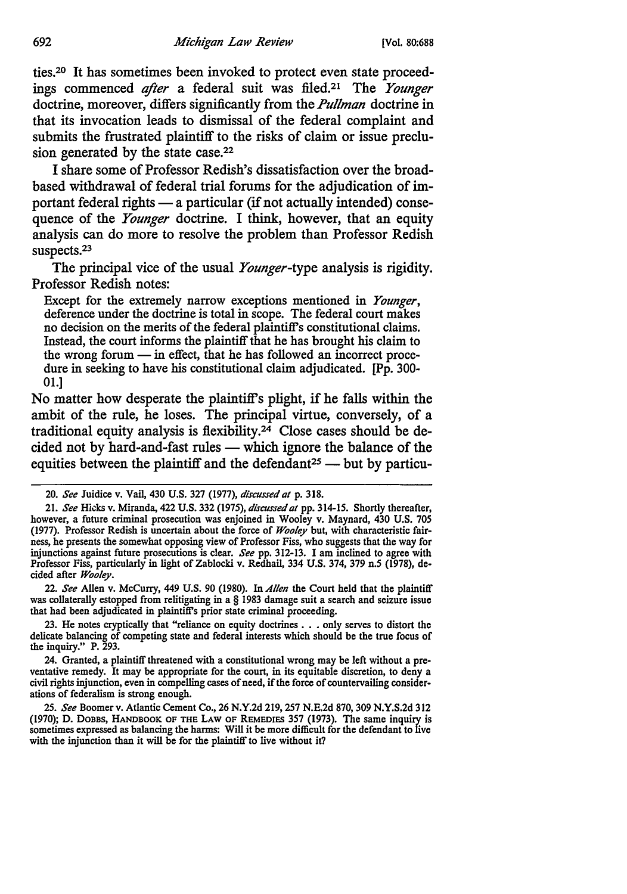ties.[20] It has sometimes been invoked to protect even state proceedings commenced *after* a federal suit was filed.[21] The *Younger* doctrine, moreover, differs significantly from the *Pullman* doctrine in that its invocation leads to dismissal of the federal complaint and submits the frustrated plaintiff to the risks of claim or issue preclusion generated by the state case.[22]

I share some of Professor Redish's dissatisfaction over the broad-based withdrawal of federal trial forums for the adjudication of important federal rights — a particular (if not actually intended) consequence of the *Younger* doctrine. I think, however, that an equity analysis can do more to resolve the problem than Professor Redish suspects.[23]

The principal vice of the usual *Younger*-type analysis is rigidity. Professor Redish notes:

> Except for the extremely narrow exceptions mentioned in *Younger*, deference under the doctrine is total in scope. The federal court makes no decision on the merits of the federal plaintiff's constitutional claims. Instead, the court informs the plaintiff that he has brought his claim to the wrong forum — in effect, that he has followed an incorrect procedure in seeking to have his constitutional claim adjudicated. [Pp. 300-01.]

No matter how desperate the plaintiff's plight, if he falls within the ambit of the rule, he loses. The principal virtue, conversely, of a traditional equity analysis is flexibility.[24] Close cases should be decided not by hard-and-fast rules — which ignore the balance of the equities between the plaintiff and the defendant[25] — but by particu-

---

20. *See* Juidice v. Vail, 430 U.S. 327 (1977), *discussed at* p. 318.

21. *See* Hicks v. Miranda, 422 U.S. 332 (1975), *discussed at* pp. 314-15. Shortly thereafter, however, a future criminal prosecution was enjoined in Wooley v. Maynard, 430 U.S. 705 (1977). Professor Redish is uncertain about the force of *Wooley* but, with characteristic fairness, he presents the somewhat opposing view of Professor Fiss, who suggests that the way for injunctions against future prosecutions is clear. *See* pp. 312-13. I am inclined to agree with Professor Fiss, particularly in light of Zablocki v. Redhail, 334 U.S. 374, 379 n.5 (1978), decided after *Wooley*.

22. *See* Allen v. McCurry, 449 U.S. 90 (1980). In *Allen* the Court held that the plaintiff was collaterally estopped from relitigating in a § 1983 damage suit a search and seizure issue that had been adjudicated in plaintiff's prior state criminal proceeding.

23. He notes cryptically that "reliance on equity doctrines . . . only serves to distort the delicate balancing of competing state and federal interests which should be the true focus of the inquiry." P. 293.

24. Granted, a plaintiff threatened with a constitutional wrong may be left without a preventative remedy. It may be appropriate for the court, in its equitable discretion, to deny a civil rights injunction, even in compelling cases of need, if the force of countervailing considerations of federalism is strong enough.

25. *See* Boomer v. Atlantic Cement Co., 26 N.Y.2d 219, 257 N.E.2d 870, 309 N.Y.S.2d 312 (1970); D. DOBBS, HANDBOOK OF THE LAW OF REMEDIES 357 (1973). The same inquiry is sometimes expressed as balancing the harms: Will it be more difficult for the defendant to live with the injunction than it will be for the plaintiff to live without it?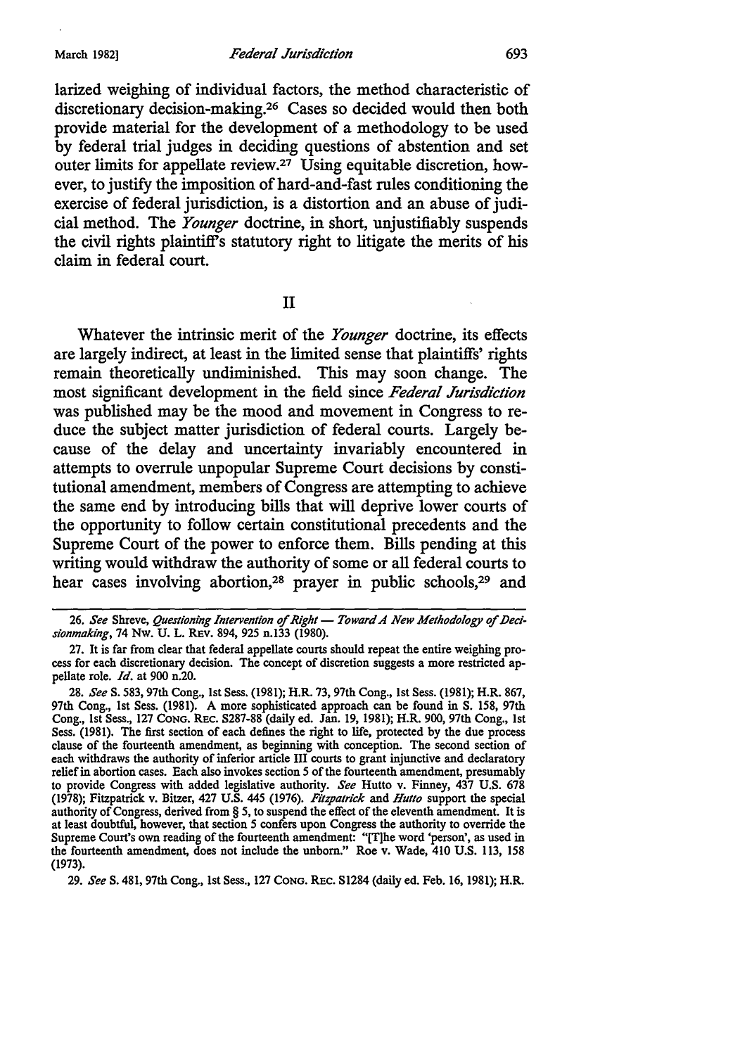larized weighing of individual factors, the method characteristic of discretionary decision-making.[26] Cases so decided would then both provide material for the development of a methodology to be used by federal trial judges in deciding questions of abstention and set outer limits for appellate review.[27] Using equitable discretion, however, to justify the imposition of hard-and-fast rules conditioning the exercise of federal jurisdiction, is a distortion and an abuse of judicial method. The *Younger* doctrine, in short, unjustifiably suspends the civil rights plaintiff's statutory right to litigate the merits of his claim in federal court.

## II

Whatever the intrinsic merit of the *Younger* doctrine, its effects are largely indirect, at least in the limited sense that plaintiffs' rights remain theoretically undiminished. This may soon change. The most significant development in the field since *Federal Jurisdiction* was published may be the mood and movement in Congress to reduce the subject matter jurisdiction of federal courts. Largely because of the delay and uncertainty invariably encountered in attempts to overrule unpopular Supreme Court decisions by constitutional amendment, members of Congress are attempting to achieve the same end by introducing bills that will deprive lower courts of the opportunity to follow certain constitutional precedents and the Supreme Court of the power to enforce them. Bills pending at this writing would withdraw the authority of some or all federal courts to hear cases involving abortion,[28] prayer in public schools,[29] and

---

26. *See* Shreve, *Questioning Intervention of Right — Toward A New Methodology of Decisionmaking*, 74 Nw. U. L. Rev. 894, 925 n.133 (1980).

27. It is far from clear that federal appellate courts should repeat the entire weighing process for each discretionary decision. The concept of discretion suggests a more restricted appellate role. *Id.* at 900 n.20.

28. *See* S. 583, 97th Cong., 1st Sess. (1981); H.R. 73, 97th Cong., 1st Sess. (1981); H.R. 867, 97th Cong., 1st Sess. (1981). A more sophisticated approach can be found in S. 158, 97th Cong., 1st Sess., 127 Cong. Rec. S287-88 (daily ed. Jan. 19, 1981); H.R. 900, 97th Cong., 1st Sess. (1981). The first section of each defines the right to life, protected by the due process clause of the fourteenth amendment, as beginning with conception. The second section of each withdraws the authority of inferior article III courts to grant injunctive and declaratory relief in abortion cases. Each also invokes section 5 of the fourteenth amendment, presumably to provide Congress with added legislative authority. *See* Hutto v. Finney, 437 U.S. 678 (1978); Fitzpatrick v. Bitzer, 427 U.S. 445 (1976). *Fitzpatrick* and *Hutto* support the special authority of Congress, derived from § 5, to suspend the effect of the eleventh amendment. It is at least doubtful, however, that section 5 confers upon Congress the authority to override the Supreme Court's own reading of the fourteenth amendment: "[T]he word 'person', as used in the fourteenth amendment, does not include the unborn." Roe v. Wade, 410 U.S. 113, 158 (1973).

29. *See* S. 481, 97th Cong., 1st Sess., 127 Cong. Rec. S1284 (daily ed. Feb. 16, 1981); H.R.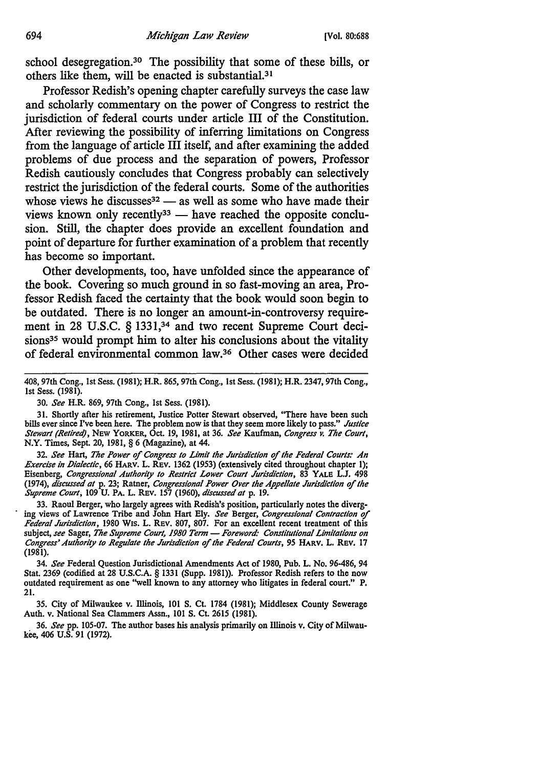school desegregation.[30] The possibility that some of these bills, or others like them, will be enacted is substantial.[31]

Professor Redish's opening chapter carefully surveys the case law and scholarly commentary on the power of Congress to restrict the jurisdiction of federal courts under article III of the Constitution. After reviewing the possibility of inferring limitations on Congress from the language of article III itself, and after examining the added problems of due process and the separation of powers, Professor Redish cautiously concludes that Congress probably can selectively restrict the jurisdiction of the federal courts. Some of the authorities whose views he discusses[32] — as well as some who have made their views known only recently[33] — have reached the opposite conclusion. Still, the chapter does provide an excellent foundation and point of departure for further examination of a problem that recently has become so important.

Other developments, too, have unfolded since the appearance of the book. Covering so much ground in so fast-moving an area, Professor Redish faced the certainty that the book would soon begin to be outdated. There is no longer an amount-in-controversy requirement in 28 U.S.C. § 1331,[34] and two recent Supreme Court decisions[35] would prompt him to alter his conclusions about the vitality of federal environmental common law.[36] Other cases were decided

---

408, 97th Cong., 1st Sess. (1981); H.R. 865, 97th Cong., 1st Sess. (1981); H.R. 2347, 97th Cong., 1st Sess. (1981).

30. *See* H.R. 869, 97th Cong., 1st Sess. (1981).

31. Shortly after his retirement, Justice Potter Stewart observed, "There have been such bills ever since I've been here. The problem now is that they seem more likely to pass." *Justice Stewart (Retired)*, NEW YORKER, Oct. 19, 1981, at 36. *See* Kaufman, *Congress v. The Court*, N.Y. Times, Sept. 20, 1981, § 6 (Magazine), at 44.

32. *See* Hart, *The Power of Congress to Limit the Jurisdiction of the Federal Courts: An Exercise in Dialectic*, 66 HARV. L. REV. 1362 (1953) (extensively cited throughout chapter 1); Eisenberg, *Congressional Authority to Restrict Lower Court Jurisdiction*, 83 YALE L.J. 498 (1974), *discussed at* p. 23; Ratner, *Congressional Power Over the Appellate Jurisdiction of the Supreme Court*, 109 U. PA. L. REV. 157 (1960), *discussed at* p. 19.

33. Raoul Berger, who largely agrees with Redish's position, particularly notes the diverging views of Lawrence Tribe and John Hart Ely. *See* Berger, *Congressional Contraction of Federal Jurisdiction*, 1980 WIS. L. REV. 807, 807. For an excellent recent treatment of this subject, *see* Sager, *The Supreme Court, 1980 Term — Foreword: Constitutional Limitations on Congress' Authority to Regulate the Jurisdiction of the Federal Courts*, 95 HARV. L. REV. 17 (1981).

34. *See* Federal Question Jurisdictional Amendments Act of 1980, Pub. L. No. 96-486, 94 Stat. 2369 (codified at 28 U.S.C.A. § 1331 (Supp. 1981)). Professor Redish refers to the now outdated requirement as one "well known to any attorney who litigates in federal court." P. 21.

35. City of Milwaukee v. Illinois, 101 S. Ct. 1784 (1981); Middlesex County Sewerage Auth. v. National Sea Clammers Assn., 101 S. Ct. 2615 (1981).

36. *See* pp. 105-07. The author bases his analysis primarily on Illinois v. City of Milwaukee, 406 U.S. 91 (1972).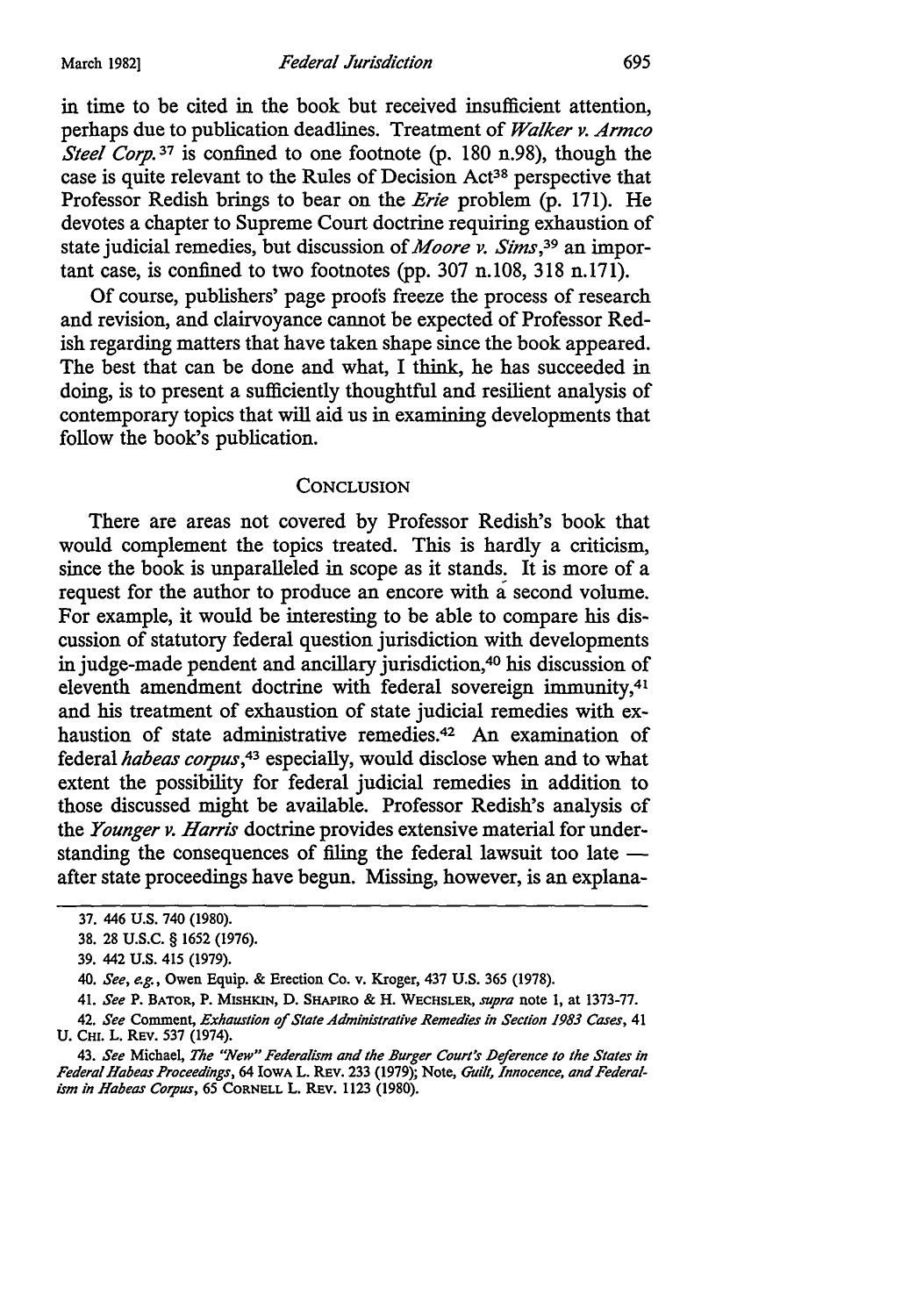in time to be cited in the book but received insufficient attention, perhaps due to publication deadlines. Treatment of *Walker v. Armco Steel Corp.*[37] is confined to one footnote (p. 180 n.98), though the case is quite relevant to the Rules of Decision Act[38] perspective that Professor Redish brings to bear on the *Erie* problem (p. 171). He devotes a chapter to Supreme Court doctrine requiring exhaustion of state judicial remedies, but discussion of *Moore v. Sims*,[39] an important case, is confined to two footnotes (pp. 307 n.108, 318 n.171).

Of course, publishers' page proofs freeze the process of research and revision, and clairvoyance cannot be expected of Professor Redish regarding matters that have taken shape since the book appeared. The best that can be done and what, I think, he has succeeded in doing, is to present a sufficiently thoughtful and resilient analysis of contemporary topics that will aid us in examining developments that follow the book's publication.

## CONCLUSION

There are areas not covered by Professor Redish's book that would complement the topics treated. This is hardly a criticism, since the book is unparalleled in scope as it stands. It is more of a request for the author to produce an encore with a second volume. For example, it would be interesting to be able to compare his discussion of statutory federal question jurisdiction with developments in judge-made pendent and ancillary jurisdiction,[40] his discussion of eleventh amendment doctrine with federal sovereign immunity,[41] and his treatment of exhaustion of state judicial remedies with exhaustion of state administrative remedies.[42] An examination of federal *habeas corpus*,[43] especially, would disclose when and to what extent the possibility for federal judicial remedies in addition to those discussed might be available. Professor Redish's analysis of the *Younger v. Harris* doctrine provides extensive material for understanding the consequences of filing the federal lawsuit too late — after state proceedings have begun. Missing, however, is an explana-

---

37. 446 U.S. 740 (1980).

38. 28 U.S.C. § 1652 (1976).

39. 442 U.S. 415 (1979).

40. *See, e.g.*, Owen Equip. & Erection Co. v. Kroger, 437 U.S. 365 (1978).

41. *See* P. BATOR, P. MISHKIN, D. SHAPIRO & H. WECHSLER, *supra* note 1, at 1373-77.

42. *See* Comment, *Exhaustion of State Administrative Remedies in Section 1983 Cases*, 41 U. CHI. L. REV. 537 (1974).

43. *See* Michael, *The "New" Federalism and the Burger Court's Deference to the States in Federal Habeas Proceedings*, 64 IOWA L. REV. 233 (1979); Note, *Guilt, Innocence, and Federalism in Habeas Corpus*, 65 CORNELL L. REV. 1123 (1980).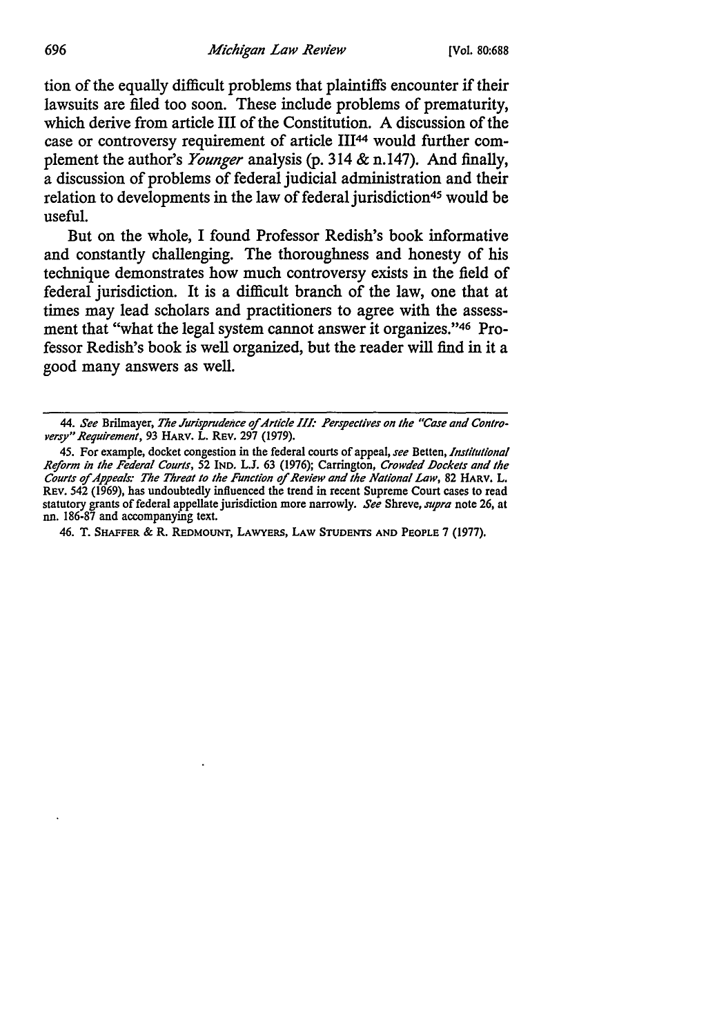tion of the equally difficult problems that plaintiffs encounter if their lawsuits are filed too soon. These include problems of prematurity, which derive from article III of the Constitution. A discussion of the case or controversy requirement of article III[44] would further complement the author's *Younger* analysis (p. 314 & n.147). And finally, a discussion of problems of federal judicial administration and their relation to developments in the law of federal jurisdiction[45] would be useful.

But on the whole, I found Professor Redish's book informative and constantly challenging. The thoroughness and honesty of his technique demonstrates how much controversy exists in the field of federal jurisdiction. It is a difficult branch of the law, one that at times may lead scholars and practitioners to agree with the assessment that "what the legal system cannot answer it organizes."[46] Professor Redish's book is well organized, but the reader will find in it a good many answers as well.

---

44. *See* Brilmayer, *The Jurisprudence of Article III: Perspectives on the "Case and Controversy" Requirement*, 93 HARV. L. REV. 297 (1979).

45. For example, docket congestion in the federal courts of appeal, *see* Betten, *Institutional Reform in the Federal Courts*, 52 IND. L.J. 63 (1976); Carrington, *Crowded Dockets and the Courts of Appeals: The Threat to the Function of Review and the National Law*, 82 HARV. L. REV. 542 (1969), has undoubtedly influenced the trend in recent Supreme Court cases to read statutory grants of federal appellate jurisdiction more narrowly. *See* Shreve, *supra* note 26, at nn. 186-87 and accompanying text.

46. T. SHAFFER & R. REDMOUNT, LAWYERS, LAW STUDENTS AND PEOPLE 7 (1977).